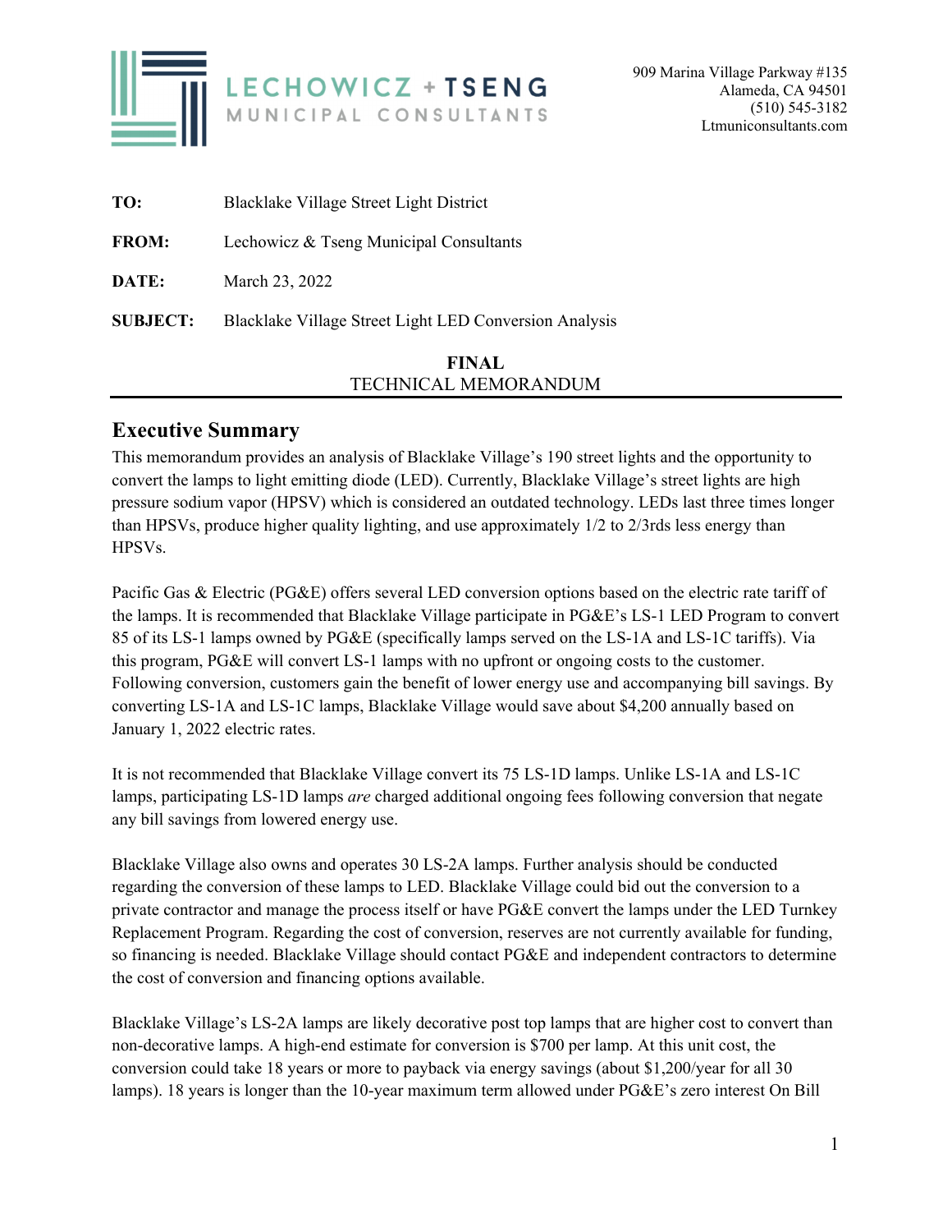LECHOWICZ + TSENG
MUNICIPAL CONSULTANTS

909 Marina Village Parkway #135
Alameda, CA 94501
(510) 545-3182
Ltmuniconsultants.com

**TO:** Blacklake Village Street Light District

**FROM:** Lechowicz & Tseng Municipal Consultants

**DATE:** March 23, 2022

**SUBJECT:** Blacklake Village Street Light LED Conversion Analysis

**FINAL**
TECHNICAL MEMORANDUM

## Executive Summary

This memorandum provides an analysis of Blacklake Village's 190 street lights and the opportunity to convert the lamps to light emitting diode (LED). Currently, Blacklake Village's street lights are high pressure sodium vapor (HPSV) which is considered an outdated technology. LEDs last three times longer than HPSVs, produce higher quality lighting, and use approximately 1/2 to 2/3rds less energy than HPSVs.

Pacific Gas & Electric (PG&E) offers several LED conversion options based on the electric rate tariff of the lamps. It is recommended that Blacklake Village participate in PG&E's LS-1 LED Program to convert 85 of its LS-1 lamps owned by PG&E (specifically lamps served on the LS-1A and LS-1C tariffs). Via this program, PG&E will convert LS-1 lamps with no upfront or ongoing costs to the customer. Following conversion, customers gain the benefit of lower energy use and accompanying bill savings. By converting LS-1A and LS-1C lamps, Blacklake Village would save about $4,200 annually based on January 1, 2022 electric rates.

It is not recommended that Blacklake Village convert its 75 LS-1D lamps. Unlike LS-1A and LS-1C lamps, participating LS-1D lamps *are* charged additional ongoing fees following conversion that negate any bill savings from lowered energy use.

Blacklake Village also owns and operates 30 LS-2A lamps. Further analysis should be conducted regarding the conversion of these lamps to LED. Blacklake Village could bid out the conversion to a private contractor and manage the process itself or have PG&E convert the lamps under the LED Turnkey Replacement Program. Regarding the cost of conversion, reserves are not currently available for funding, so financing is needed. Blacklake Village should contact PG&E and independent contractors to determine the cost of conversion and financing options available.

Blacklake Village's LS-2A lamps are likely decorative post top lamps that are higher cost to convert than non-decorative lamps. A high-end estimate for conversion is $700 per lamp. At this unit cost, the conversion could take 18 years or more to payback via energy savings (about $1,200/year for all 30 lamps). 18 years is longer than the 10-year maximum term allowed under PG&E's zero interest On Bill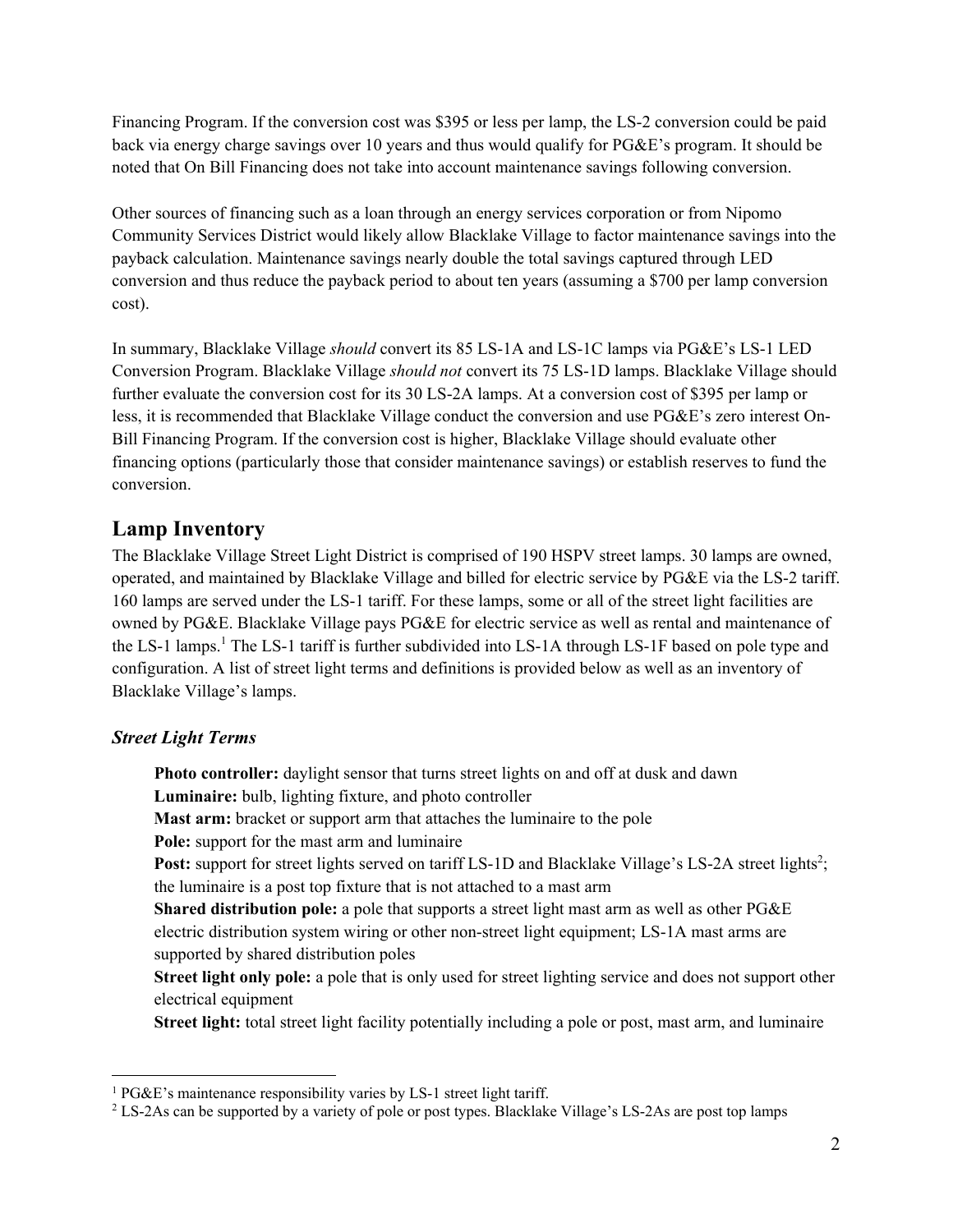Financing Program. If the conversion cost was $395 or less per lamp, the LS-2 conversion could be paid back via energy charge savings over 10 years and thus would qualify for PG&E's program. It should be noted that On Bill Financing does not take into account maintenance savings following conversion.

Other sources of financing such as a loan through an energy services corporation or from Nipomo Community Services District would likely allow Blacklake Village to factor maintenance savings into the payback calculation. Maintenance savings nearly double the total savings captured through LED conversion and thus reduce the payback period to about ten years (assuming a $700 per lamp conversion cost).

In summary, Blacklake Village *should* convert its 85 LS-1A and LS-1C lamps via PG&E's LS-1 LED Conversion Program. Blacklake Village *should not* convert its 75 LS-1D lamps. Blacklake Village should further evaluate the conversion cost for its 30 LS-2A lamps. At a conversion cost of $395 per lamp or less, it is recommended that Blacklake Village conduct the conversion and use PG&E's zero interest On-Bill Financing Program. If the conversion cost is higher, Blacklake Village should evaluate other financing options (particularly those that consider maintenance savings) or establish reserves to fund the conversion.

## Lamp Inventory

The Blacklake Village Street Light District is comprised of 190 HSPV street lamps. 30 lamps are owned, operated, and maintained by Blacklake Village and billed for electric service by PG&E via the LS-2 tariff. 160 lamps are served under the LS-1 tariff. For these lamps, some or all of the street light facilities are owned by PG&E. Blacklake Village pays PG&E for electric service as well as rental and maintenance of the LS-1 lamps.[1] The LS-1 tariff is further subdivided into LS-1A through LS-1F based on pole type and configuration. A list of street light terms and definitions is provided below as well as an inventory of Blacklake Village's lamps.

### *Street Light Terms*

**Photo controller:** daylight sensor that turns street lights on and off at dusk and dawn
**Luminaire:** bulb, lighting fixture, and photo controller
**Mast arm:** bracket or support arm that attaches the luminaire to the pole
**Pole:** support for the mast arm and luminaire
**Post:** support for street lights served on tariff LS-1D and Blacklake Village's LS-2A street lights[2]; the luminaire is a post top fixture that is not attached to a mast arm
**Shared distribution pole:** a pole that supports a street light mast arm as well as other PG&E electric distribution system wiring or other non-street light equipment; LS-1A mast arms are supported by shared distribution poles
**Street light only pole:** a pole that is only used for street lighting service and does not support other electrical equipment
**Street light:** total street light facility potentially including a pole or post, mast arm, and luminaire

[1] PG&E's maintenance responsibility varies by LS-1 street light tariff.
[2] LS-2As can be supported by a variety of pole or post types. Blacklake Village's LS-2As are post top lamps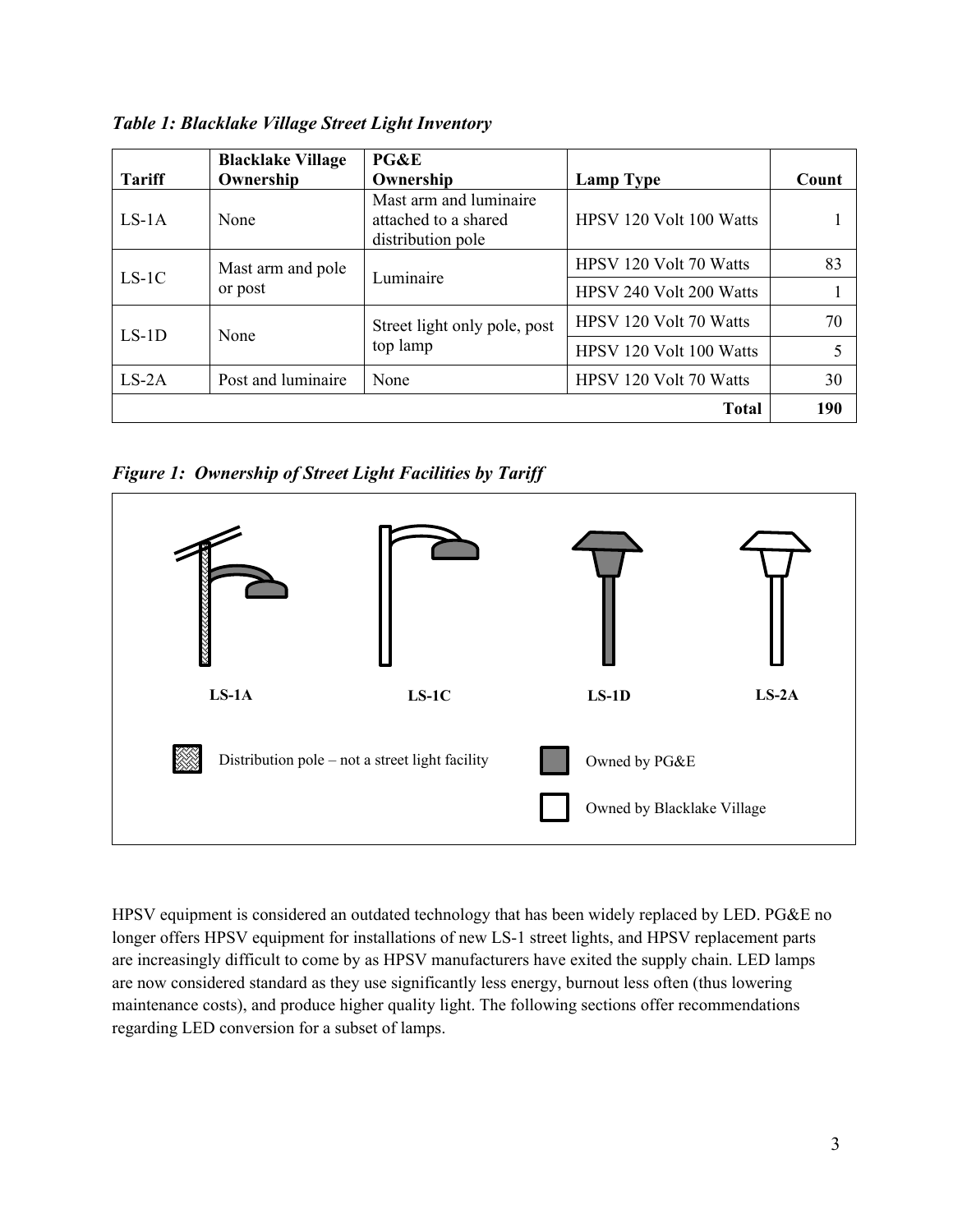***Table 1: Blacklake Village Street Light Inventory***

| Tariff | Blacklake Village Ownership | PG&E Ownership | Lamp Type | Count |
|---|---|---|---|---|
| LS-1A | None | Mast arm and luminaire attached to a shared distribution pole | HPSV 120 Volt 100 Watts | 1 |
| LS-1C | Mast arm and pole or post | Luminaire | HPSV 120 Volt 70 Watts | 83 |
| | | | HPSV 240 Volt 200 Watts | 1 |
| LS-1D | None | Street light only pole, post top lamp | HPSV 120 Volt 70 Watts | 70 |
| | | | HPSV 120 Volt 100 Watts | 5 |
| LS-2A | Post and luminaire | None | HPSV 120 Volt 70 Watts | 30 |
| | | | **Total** | **190** |

***Figure 1: Ownership of Street Light Facilities by Tariff***

LS-1A LS-1C LS-1D LS-2A

Distribution pole – not a street light facility

Owned by PG&E

Owned by Blacklake Village

HPSV equipment is considered an outdated technology that has been widely replaced by LED. PG&E no longer offers HPSV equipment for installations of new LS-1 street lights, and HPSV replacement parts are increasingly difficult to come by as HPSV manufacturers have exited the supply chain. LED lamps are now considered standard as they use significantly less energy, burnout less often (thus lowering maintenance costs), and produce higher quality light. The following sections offer recommendations regarding LED conversion for a subset of lamps.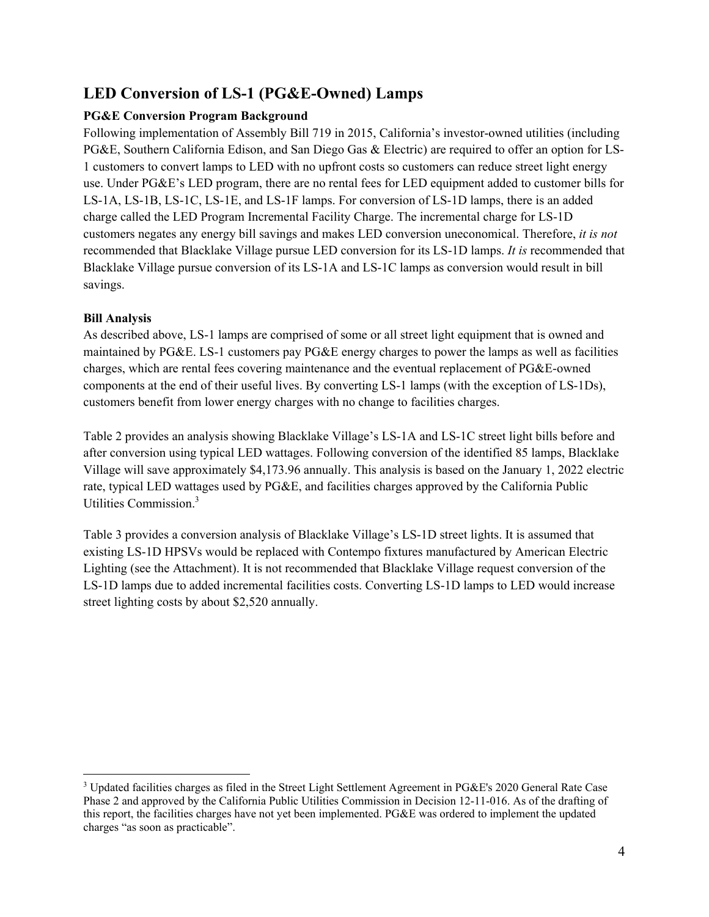## LED Conversion of LS-1 (PG&E-Owned) Lamps

### PG&E Conversion Program Background

Following implementation of Assembly Bill 719 in 2015, California's investor-owned utilities (including PG&E, Southern California Edison, and San Diego Gas & Electric) are required to offer an option for LS-1 customers to convert lamps to LED with no upfront costs so customers can reduce street light energy use. Under PG&E's LED program, there are no rental fees for LED equipment added to customer bills for LS-1A, LS-1B, LS-1C, LS-1E, and LS-1F lamps. For conversion of LS-1D lamps, there is an added charge called the LED Program Incremental Facility Charge. The incremental charge for LS-1D customers negates any energy bill savings and makes LED conversion uneconomical. Therefore, *it is not* recommended that Blacklake Village pursue LED conversion for its LS-1D lamps. *It is* recommended that Blacklake Village pursue conversion of its LS-1A and LS-1C lamps as conversion would result in bill savings.

### Bill Analysis

As described above, LS-1 lamps are comprised of some or all street light equipment that is owned and maintained by PG&E. LS-1 customers pay PG&E energy charges to power the lamps as well as facilities charges, which are rental fees covering maintenance and the eventual replacement of PG&E-owned components at the end of their useful lives. By converting LS-1 lamps (with the exception of LS-1Ds), customers benefit from lower energy charges with no change to facilities charges.

Table 2 provides an analysis showing Blacklake Village's LS-1A and LS-1C street light bills before and after conversion using typical LED wattages. Following conversion of the identified 85 lamps, Blacklake Village will save approximately $4,173.96 annually. This analysis is based on the January 1, 2022 electric rate, typical LED wattages used by PG&E, and facilities charges approved by the California Public Utilities Commission.[3]

Table 3 provides a conversion analysis of Blacklake Village's LS-1D street lights. It is assumed that existing LS-1D HPSVs would be replaced with Contempo fixtures manufactured by American Electric Lighting (see the Attachment). It is not recommended that Blacklake Village request conversion of the LS-1D lamps due to added incremental facilities costs. Converting LS-1D lamps to LED would increase street lighting costs by about $2,520 annually.

---

[3] Updated facilities charges as filed in the Street Light Settlement Agreement in PG&E's 2020 General Rate Case Phase 2 and approved by the California Public Utilities Commission in Decision 12-11-016. As of the drafting of this report, the facilities charges have not yet been implemented. PG&E was ordered to implement the updated charges "as soon as practicable".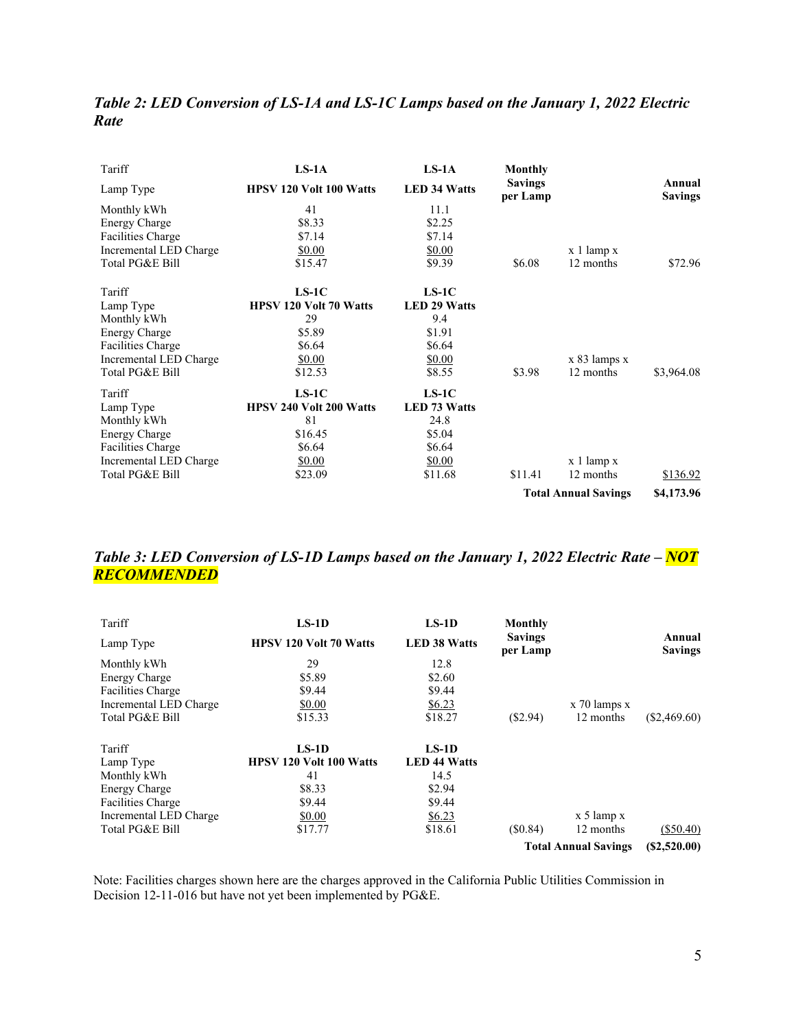### *Table 2: LED Conversion of LS-1A and LS-1C Lamps based on the January 1, 2022 Electric Rate*

| Tariff | **LS-1A** | **LS-1A** | **Monthly Savings per Lamp** | | **Annual Savings** |
|---|---|---|---|---|---|
| Lamp Type | **HPSV 120 Volt 100 Watts** | **LED 34 Watts** | | | |
| Monthly kWh | 41 | 11.1 | | | |
| Energy Charge | $8.33 | $2.25 | | | |
| Facilities Charge | $7.14 | $7.14 | | | |
| Incremental LED Charge | $0.00 | $0.00 | | x 1 lamp x | |
| Total PG&E Bill | $15.47 | $9.39 | $6.08 | 12 months | $72.96 |
| Tariff | **LS-1C** | **LS-1C** | | | |
| Lamp Type | **HPSV 120 Volt 70 Watts** | **LED 29 Watts** | | | |
| Monthly kWh | 29 | 9.4 | | | |
| Energy Charge | $5.89 | $1.91 | | | |
| Facilities Charge | $6.64 | $6.64 | | | |
| Incremental LED Charge | $0.00 | $0.00 | | x 83 lamps x | |
| Total PG&E Bill | $12.53 | $8.55 | $3.98 | 12 months | $3,964.08 |
| Tariff | **LS-1C** | **LS-1C** | | | |
| Lamp Type | **HPSV 240 Volt 200 Watts** | **LED 73 Watts** | | | |
| Monthly kWh | 81 | 24.8 | | | |
| Energy Charge | $16.45 | $5.04 | | | |
| Facilities Charge | $6.64 | $6.64 | | | |
| Incremental LED Charge | $0.00 | $0.00 | | x 1 lamp x | |
| Total PG&E Bill | $23.09 | $11.68 | $11.41 | 12 months | $136.92 |
| | | | **Total Annual Savings** | | **$4,173.96** |

### *Table 3: LED Conversion of LS-1D Lamps based on the January 1, 2022 Electric Rate – NOT RECOMMENDED*

| Tariff | **LS-1D** | **LS-1D** | **Monthly Savings per Lamp** | | **Annual Savings** |
|---|---|---|---|---|---|
| Lamp Type | **HPSV 120 Volt 70 Watts** | **LED 38 Watts** | | | |
| Monthly kWh | 29 | 12.8 | | | |
| Energy Charge | $5.89 | $2.60 | | | |
| Facilities Charge | $9.44 | $9.44 | | | |
| Incremental LED Charge | $0.00 | $6.23 | | x 70 lamps x | |
| Total PG&E Bill | $15.33 | $18.27 | ($2.94) | 12 months | ($2,469.60) |
| Tariff | **LS-1D** | **LS-1D** | | | |
| Lamp Type | **HPSV 120 Volt 100 Watts** | **LED 44 Watts** | | | |
| Monthly kWh | 41 | 14.5 | | | |
| Energy Charge | $8.33 | $2.94 | | | |
| Facilities Charge | $9.44 | $9.44 | | | |
| Incremental LED Charge | $0.00 | $6.23 | | x 5 lamp x | |
| Total PG&E Bill | $17.77 | $18.61 | ($0.84) | 12 months | ($50.40) |
| | | | **Total Annual Savings** | | **($2,520.00)** |

Note: Facilities charges shown here are the charges approved in the California Public Utilities Commission in Decision 12-11-016 but have not yet been implemented by PG&E.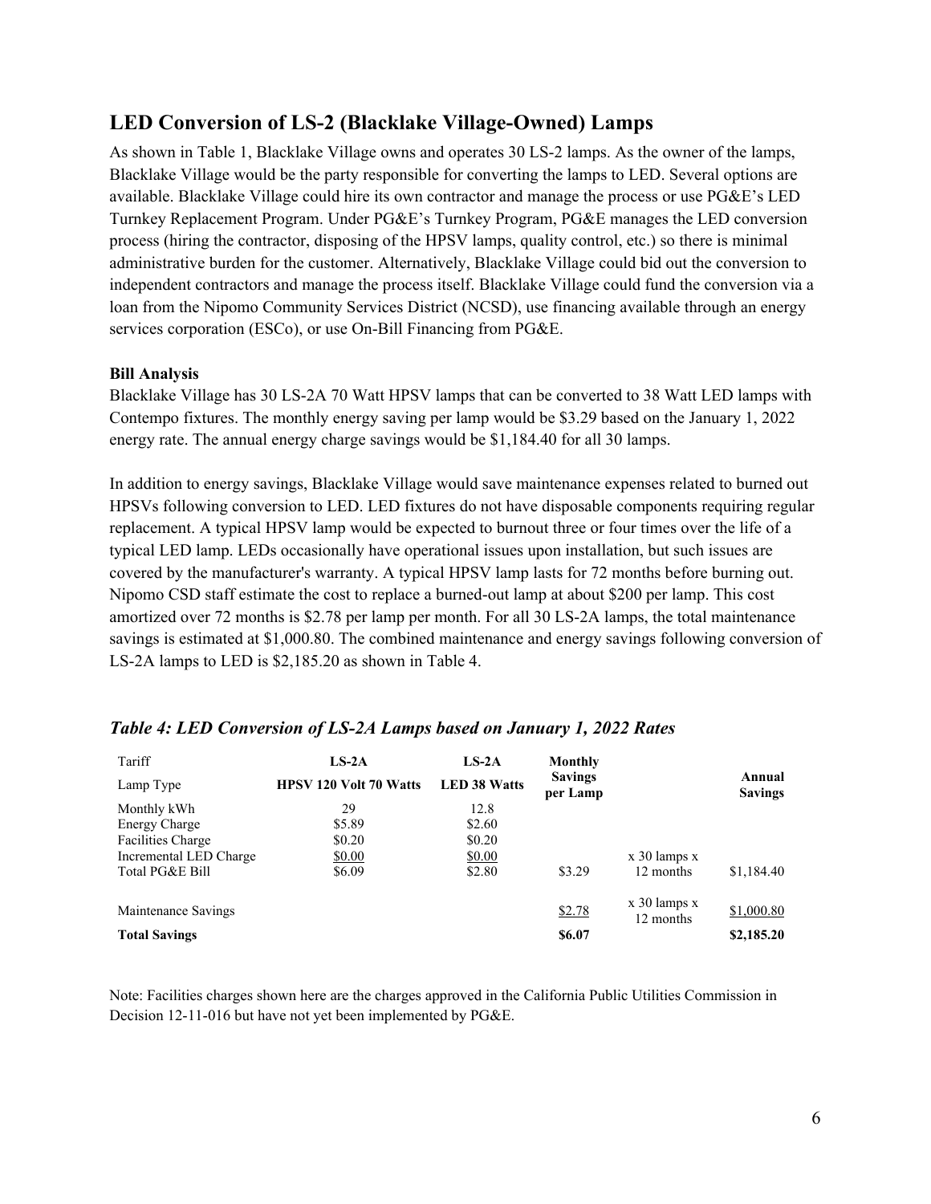## LED Conversion of LS-2 (Blacklake Village-Owned) Lamps

As shown in Table 1, Blacklake Village owns and operates 30 LS-2 lamps. As the owner of the lamps, Blacklake Village would be the party responsible for converting the lamps to LED. Several options are available. Blacklake Village could hire its own contractor and manage the process or use PG&E's LED Turnkey Replacement Program. Under PG&E's Turnkey Program, PG&E manages the LED conversion process (hiring the contractor, disposing of the HPSV lamps, quality control, etc.) so there is minimal administrative burden for the customer. Alternatively, Blacklake Village could bid out the conversion to independent contractors and manage the process itself. Blacklake Village could fund the conversion via a loan from the Nipomo Community Services District (NCSD), use financing available through an energy services corporation (ESCo), or use On-Bill Financing from PG&E.

**Bill Analysis**

Blacklake Village has 30 LS-2A 70 Watt HPSV lamps that can be converted to 38 Watt LED lamps with Contempo fixtures. The monthly energy saving per lamp would be $3.29 based on the January 1, 2022 energy rate. The annual energy charge savings would be $1,184.40 for all 30 lamps.

In addition to energy savings, Blacklake Village would save maintenance expenses related to burned out HPSVs following conversion to LED. LED fixtures do not have disposable components requiring regular replacement. A typical HPSV lamp would be expected to burnout three or four times over the life of a typical LED lamp. LEDs occasionally have operational issues upon installation, but such issues are covered by the manufacturer's warranty. A typical HPSV lamp lasts for 72 months before burning out. Nipomo CSD staff estimate the cost to replace a burned-out lamp at about $200 per lamp. This cost amortized over 72 months is $2.78 per lamp per month. For all 30 LS-2A lamps, the total maintenance savings is estimated at $1,000.80. The combined maintenance and energy savings following conversion of LS-2A lamps to LED is $2,185.20 as shown in Table 4.

### *Table 4: LED Conversion of LS-2A Lamps based on January 1, 2022 Rates*

| Tariff | **LS-2A** | **LS-2A** | **Monthly Savings per Lamp** | | **Annual Savings** |
|---|---|---|---|---|---|
| Lamp Type | **HPSV 120 Volt 70 Watts** | **LED 38 Watts** | | | |
| Monthly kWh | 29 | 12.8 | | | |
| Energy Charge | $5.89 | $2.60 | | | |
| Facilities Charge | $0.20 | $0.20 | | | |
| Incremental LED Charge | $0.00 | $0.00 | | | |
| Total PG&E Bill | $6.09 | $2.80 | $3.29 | x 30 lamps x 12 months | $1,184.40 |
| Maintenance Savings | | | $2.78 | x 30 lamps x 12 months | $1,000.80 |
| **Total Savings** | | | **$6.07** | | **$2,185.20** |

Note: Facilities charges shown here are the charges approved in the California Public Utilities Commission in Decision 12-11-016 but have not yet been implemented by PG&E.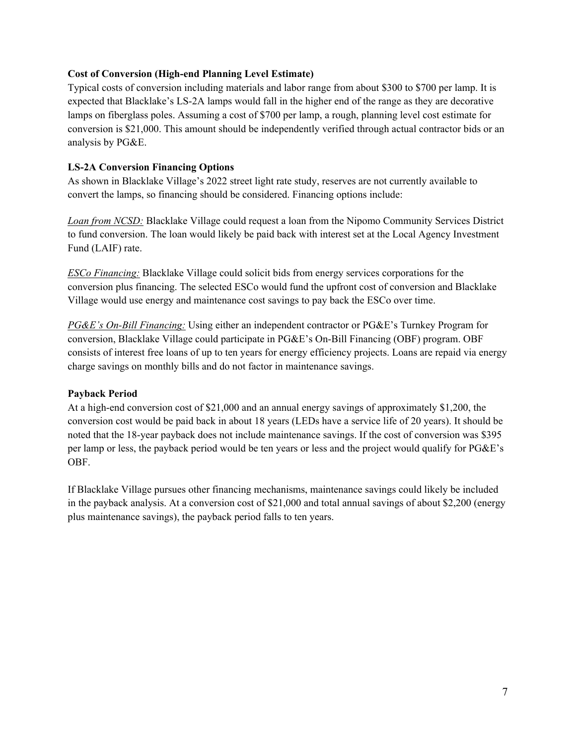**Cost of Conversion (High-end Planning Level Estimate)**

Typical costs of conversion including materials and labor range from about $300 to $700 per lamp. It is expected that Blacklake's LS-2A lamps would fall in the higher end of the range as they are decorative lamps on fiberglass poles. Assuming a cost of $700 per lamp, a rough, planning level cost estimate for conversion is $21,000. This amount should be independently verified through actual contractor bids or an analysis by PG&E.

**LS-2A Conversion Financing Options**

As shown in Blacklake Village's 2022 street light rate study, reserves are not currently available to convert the lamps, so financing should be considered. Financing options include:

*Loan from NCSD:* Blacklake Village could request a loan from the Nipomo Community Services District to fund conversion. The loan would likely be paid back with interest set at the Local Agency Investment Fund (LAIF) rate.

*ESCo Financing:* Blacklake Village could solicit bids from energy services corporations for the conversion plus financing. The selected ESCo would fund the upfront cost of conversion and Blacklake Village would use energy and maintenance cost savings to pay back the ESCo over time.

*PG&E's On-Bill Financing:* Using either an independent contractor or PG&E's Turnkey Program for conversion, Blacklake Village could participate in PG&E's On-Bill Financing (OBF) program. OBF consists of interest free loans of up to ten years for energy efficiency projects. Loans are repaid via energy charge savings on monthly bills and do not factor in maintenance savings.

**Payback Period**

At a high-end conversion cost of $21,000 and an annual energy savings of approximately $1,200, the conversion cost would be paid back in about 18 years (LEDs have a service life of 20 years). It should be noted that the 18-year payback does not include maintenance savings. If the cost of conversion was $395 per lamp or less, the payback period would be ten years or less and the project would qualify for PG&E's OBF.

If Blacklake Village pursues other financing mechanisms, maintenance savings could likely be included in the payback analysis. At a conversion cost of $21,000 and total annual savings of about $2,200 (energy plus maintenance savings), the payback period falls to ten years.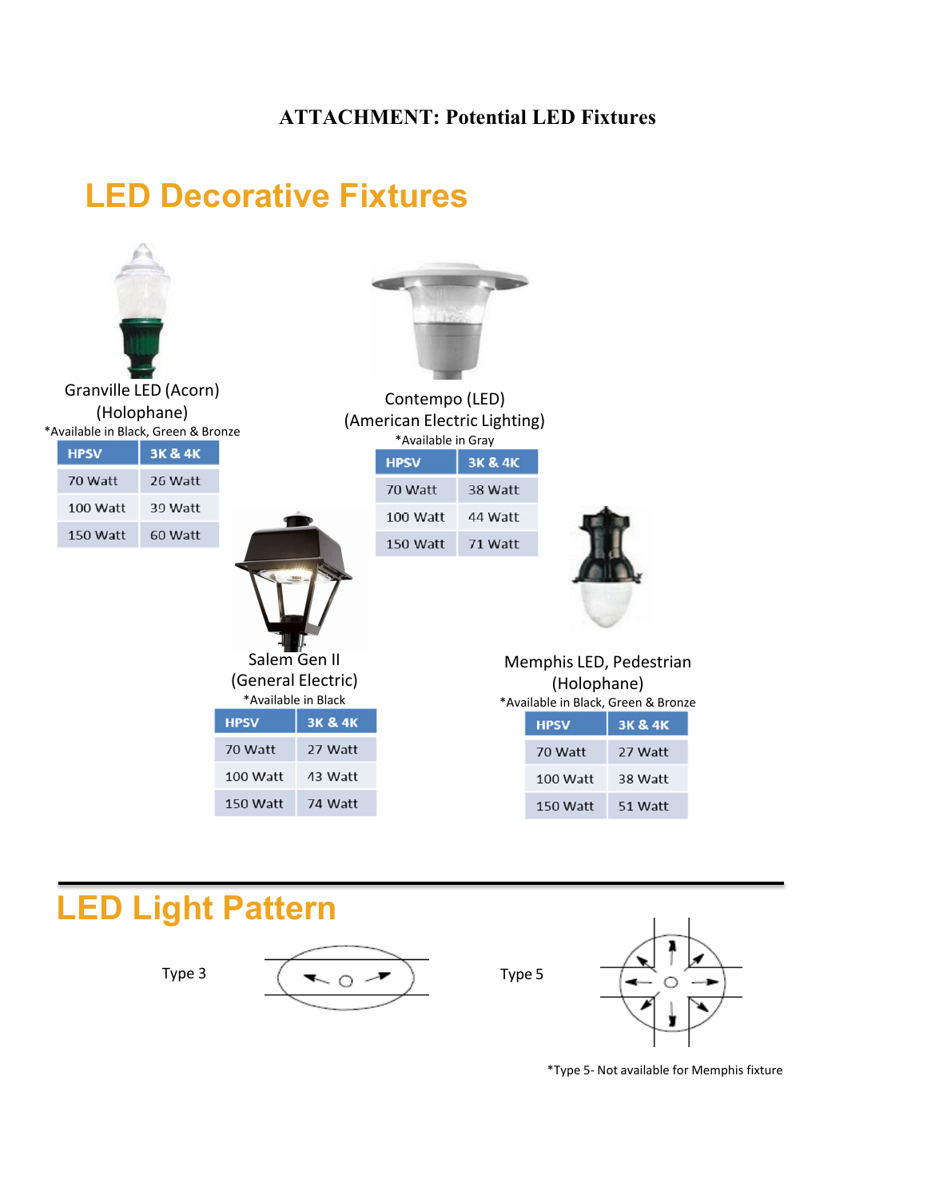**ATTACHMENT: Potential LED Fixtures**

# LED Decorative Fixtures

Granville LED (Acorn)
(Holophane)
*Available in Black, Green & Bronze

| HPSV | 3K & 4K |
|---|---|
| 70 Watt | 26 Watt |
| 100 Watt | 39 Watt |
| 150 Watt | 60 Watt |

Contempo (LED)
(American Electric Lighting)
*Available in Gray

| HPSV | 3K & 4K |
|---|---|
| 70 Watt | 38 Watt |
| 100 Watt | 44 Watt |
| 150 Watt | 71 Watt |

Salem Gen II
(General Electric)
*Available in Black

| HPSV | 3K & 4K |
|---|---|
| 70 Watt | 27 Watt |
| 100 Watt | 43 Watt |
| 150 Watt | 74 Watt |

Memphis LED, Pedestrian
(Holophane)
*Available in Black, Green & Bronze

| HPSV | 3K & 4K |
|---|---|
| 70 Watt | 27 Watt |
| 100 Watt | 38 Watt |
| 150 Watt | 51 Watt |

# LED Light Pattern

Type 3

Type 5

*Type 5- Not available for Memphis fixture